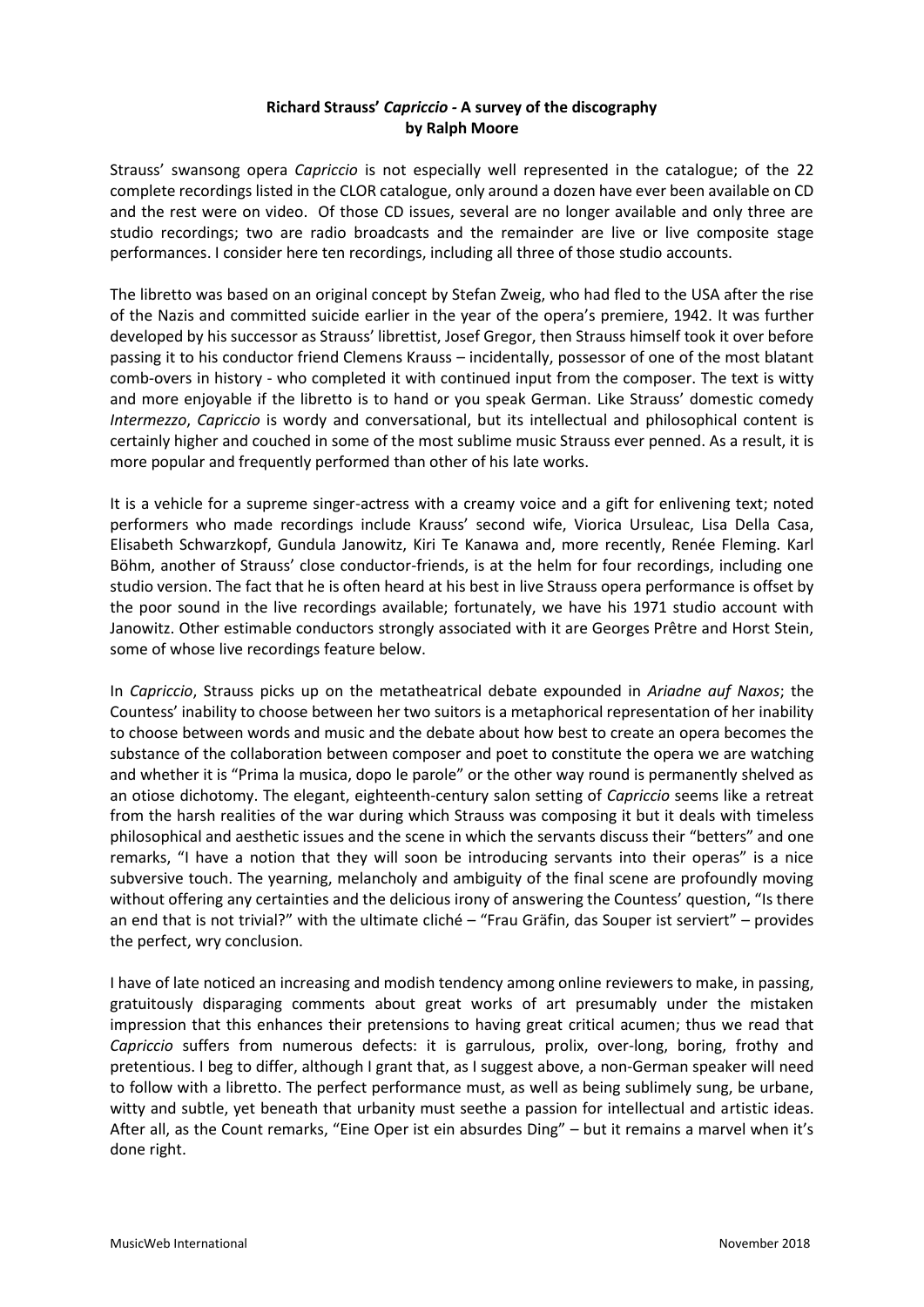# **Richard Strauss' *Capriccio* - A survey of the discography**
## **by Ralph Moore**

Strauss' swansong opera *Capriccio* is not especially well represented in the catalogue; of the 22 complete recordings listed in the CLOR catalogue, only around a dozen have ever been available on CD and the rest were on video. Of those CD issues, several are no longer available and only three are studio recordings; two are radio broadcasts and the remainder are live or live composite stage performances. I consider here ten recordings, including all three of those studio accounts.

The libretto was based on an original concept by Stefan Zweig, who had fled to the USA after the rise of the Nazis and committed suicide earlier in the year of the opera's premiere, 1942. It was further developed by his successor as Strauss' librettist, Josef Gregor, then Strauss himself took it over before passing it to his conductor friend Clemens Krauss – incidentally, possessor of one of the most blatant comb-overs in history - who completed it with continued input from the composer. The text is witty and more enjoyable if the libretto is to hand or you speak German. Like Strauss' domestic comedy *Intermezzo*, *Capriccio* is wordy and conversational, but its intellectual and philosophical content is certainly higher and couched in some of the most sublime music Strauss ever penned. As a result, it is more popular and frequently performed than other of his late works.

It is a vehicle for a supreme singer-actress with a creamy voice and a gift for enlivening text; noted performers who made recordings include Krauss' second wife, Viorica Ursuleac, Lisa Della Casa, Elisabeth Schwarzkopf, Gundula Janowitz, Kiri Te Kanawa and, more recently, Renée Fleming. Karl Böhm, another of Strauss' close conductor-friends, is at the helm for four recordings, including one studio version. The fact that he is often heard at his best in live Strauss opera performance is offset by the poor sound in the live recordings available; fortunately, we have his 1971 studio account with Janowitz. Other estimable conductors strongly associated with it are Georges Prêtre and Horst Stein, some of whose live recordings feature below.

In *Capriccio*, Strauss picks up on the metatheatrical debate expounded in *Ariadne auf Naxos*; the Countess' inability to choose between her two suitors is a metaphorical representation of her inability to choose between words and music and the debate about how best to create an opera becomes the substance of the collaboration between composer and poet to constitute the opera we are watching and whether it is "Prima la musica, dopo le parole" or the other way round is permanently shelved as an otiose dichotomy. The elegant, eighteenth-century salon setting of *Capriccio* seems like a retreat from the harsh realities of the war during which Strauss was composing it but it deals with timeless philosophical and aesthetic issues and the scene in which the servants discuss their "betters" and one remarks, "I have a notion that they will soon be introducing servants into their operas" is a nice subversive touch. The yearning, melancholy and ambiguity of the final scene are profoundly moving without offering any certainties and the delicious irony of answering the Countess' question, "Is there an end that is not trivial?" with the ultimate cliché – "Frau Gräfin, das Souper ist serviert" – provides the perfect, wry conclusion.

I have of late noticed an increasing and modish tendency among online reviewers to make, in passing, gratuitously disparaging comments about great works of art presumably under the mistaken impression that this enhances their pretensions to having great critical acumen; thus we read that *Capriccio* suffers from numerous defects: it is garrulous, prolix, over-long, boring, frothy and pretentious. I beg to differ, although I grant that, as I suggest above, a non-German speaker will need to follow with a libretto. The perfect performance must, as well as being sublimely sung, be urbane, witty and subtle, yet beneath that urbanity must seethe a passion for intellectual and artistic ideas. After all, as the Count remarks, "Eine Oper ist ein absurdes Ding" – but it remains a marvel when it's done right.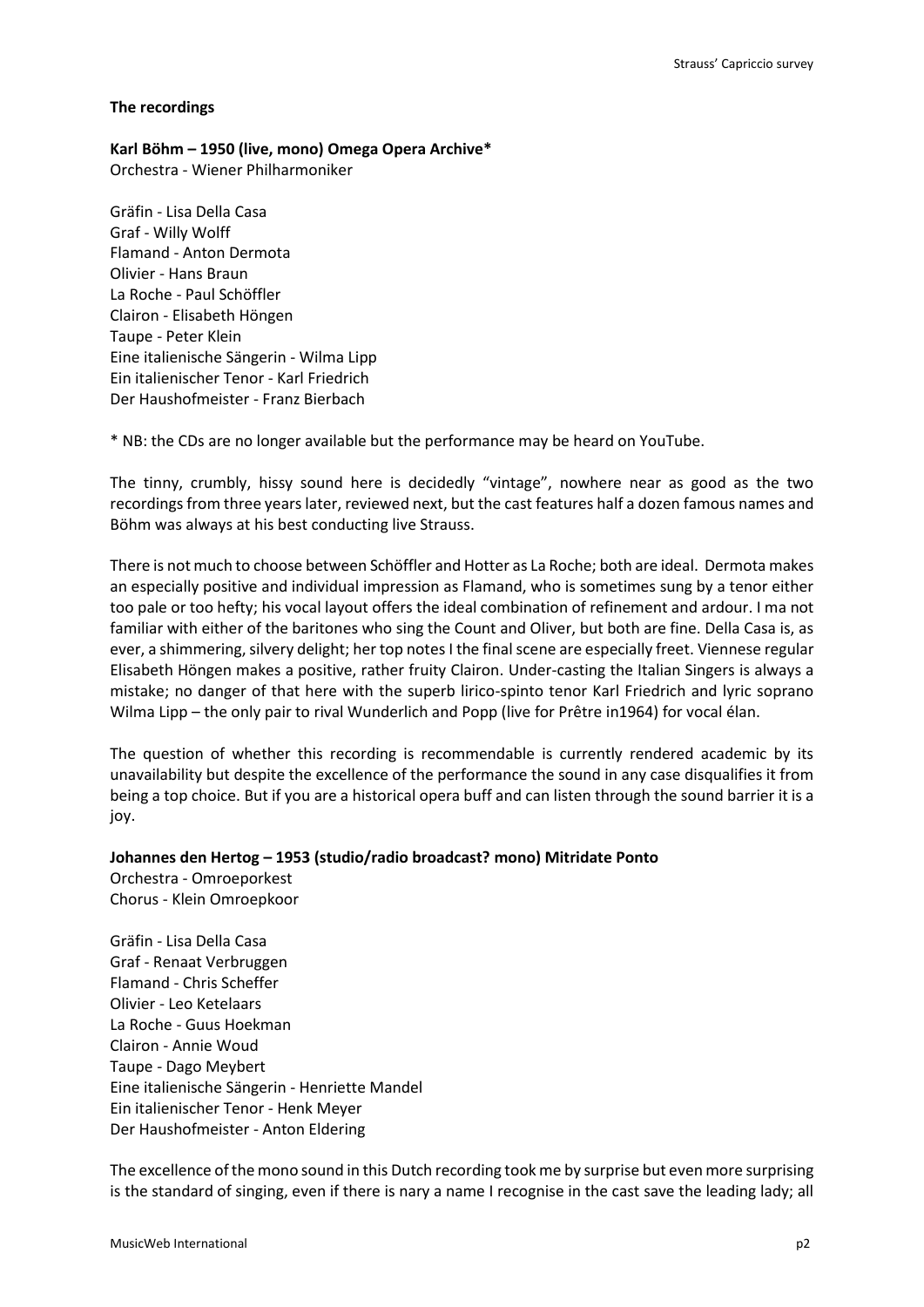**The recordings**

**Karl Böhm – 1950 (live, mono) Omega Opera Archive***
Orchestra - Wiener Philharmoniker

Gräfin - Lisa Della Casa
Graf - Willy Wolff
Flamand - Anton Dermota
Olivier - Hans Braun
La Roche - Paul Schöffler
Clairon - Elisabeth Höngen
Taupe - Peter Klein
Eine italienische Sängerin - Wilma Lipp
Ein italienischer Tenor - Karl Friedrich
Der Haushofmeister - Franz Bierbach

* NB: the CDs are no longer available but the performance may be heard on YouTube.

The tinny, crumbly, hissy sound here is decidedly "vintage", nowhere near as good as the two recordings from three years later, reviewed next, but the cast features half a dozen famous names and Böhm was always at his best conducting live Strauss.

There is not much to choose between Schöffler and Hotter as La Roche; both are ideal. Dermota makes an especially positive and individual impression as Flamand, who is sometimes sung by a tenor either too pale or too hefty; his vocal layout offers the ideal combination of refinement and ardour. I ma not familiar with either of the baritones who sing the Count and Oliver, but both are fine. Della Casa is, as ever, a shimmering, silvery delight; her top notes I the final scene are especially freet. Viennese regular Elisabeth Höngen makes a positive, rather fruity Clairon. Under-casting the Italian Singers is always a mistake; no danger of that here with the superb lirico-spinto tenor Karl Friedrich and lyric soprano Wilma Lipp – the only pair to rival Wunderlich and Popp (live for Prêtre in1964) for vocal élan.

The question of whether this recording is recommendable is currently rendered academic by its unavailability but despite the excellence of the performance the sound in any case disqualifies it from being a top choice. But if you are a historical opera buff and can listen through the sound barrier it is a joy.

**Johannes den Hertog – 1953 (studio/radio broadcast? mono) Mitridate Ponto**
Orchestra - Omroeporkest
Chorus - Klein Omroepkoor

Gräfin - Lisa Della Casa
Graf - Renaat Verbruggen
Flamand - Chris Scheffer
Olivier - Leo Ketelaars
La Roche - Guus Hoekman
Clairon - Annie Woud
Taupe - Dago Meybert
Eine italienische Sängerin - Henriette Mandel
Ein italienischer Tenor - Henk Meyer
Der Haushofmeister - Anton Eldering

The excellence of the mono sound in this Dutch recording took me by surprise but even more surprising is the standard of singing, even if there is nary a name I recognise in the cast save the leading lady; all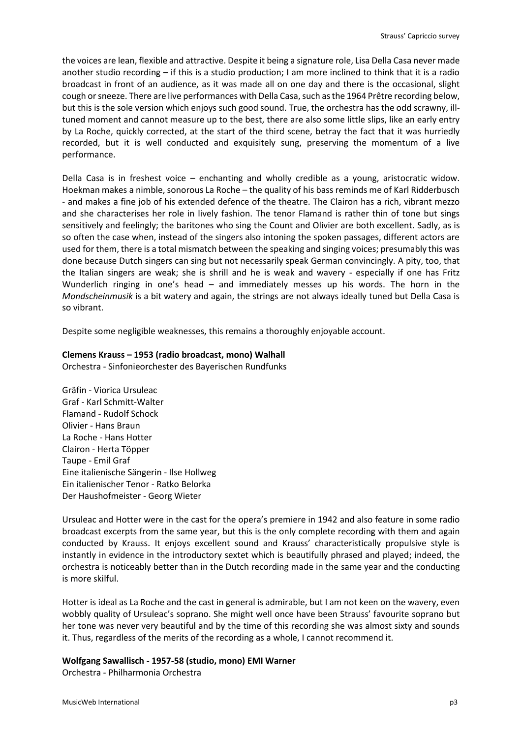the voices are lean, flexible and attractive. Despite it being a signature role, Lisa Della Casa never made another studio recording – if this is a studio production; I am more inclined to think that it is a radio broadcast in front of an audience, as it was made all on one day and there is the occasional, slight cough or sneeze. There are live performances with Della Casa, such as the 1964 Prêtre recording below, but this is the sole version which enjoys such good sound. True, the orchestra has the odd scrawny, ill-tuned moment and cannot measure up to the best, there are also some little slips, like an early entry by La Roche, quickly corrected, at the start of the third scene, betray the fact that it was hurriedly recorded, but it is well conducted and exquisitely sung, preserving the momentum of a live performance.

Della Casa is in freshest voice – enchanting and wholly credible as a young, aristocratic widow. Hoekman makes a nimble, sonorous La Roche – the quality of his bass reminds me of Karl Ridderbusch - and makes a fine job of his extended defence of the theatre. The Clairon has a rich, vibrant mezzo and she characterises her role in lively fashion. The tenor Flamand is rather thin of tone but sings sensitively and feelingly; the baritones who sing the Count and Olivier are both excellent. Sadly, as is so often the case when, instead of the singers also intoning the spoken passages, different actors are used for them, there is a total mismatch between the speaking and singing voices; presumably this was done because Dutch singers can sing but not necessarily speak German convincingly. A pity, too, that the Italian singers are weak; she is shrill and he is weak and wavery - especially if one has Fritz Wunderlich ringing in one's head – and immediately messes up his words. The horn in the *Mondscheinmusik* is a bit watery and again, the strings are not always ideally tuned but Della Casa is so vibrant.

Despite some negligible weaknesses, this remains a thoroughly enjoyable account.

**Clemens Krauss – 1953 (radio broadcast, mono) Walhall**
Orchestra - Sinfonieorchester des Bayerischen Rundfunks

Gräfin - Viorica Ursuleac
Graf - Karl Schmitt-Walter
Flamand - Rudolf Schock
Olivier - Hans Braun
La Roche - Hans Hotter
Clairon - Herta Töpper
Taupe - Emil Graf
Eine italienische Sängerin - Ilse Hollweg
Ein italienischer Tenor - Ratko Belorka
Der Haushofmeister - Georg Wieter

Ursuleac and Hotter were in the cast for the opera's premiere in 1942 and also feature in some radio broadcast excerpts from the same year, but this is the only complete recording with them and again conducted by Krauss. It enjoys excellent sound and Krauss' characteristically propulsive style is instantly in evidence in the introductory sextet which is beautifully phrased and played; indeed, the orchestra is noticeably better than in the Dutch recording made in the same year and the conducting is more skilful.

Hotter is ideal as La Roche and the cast in general is admirable, but I am not keen on the wavery, even wobbly quality of Ursuleac's soprano. She might well once have been Strauss' favourite soprano but her tone was never very beautiful and by the time of this recording she was almost sixty and sounds it. Thus, regardless of the merits of the recording as a whole, I cannot recommend it.

**Wolfgang Sawallisch - 1957-58 (studio, mono) EMI Warner**
Orchestra - Philharmonia Orchestra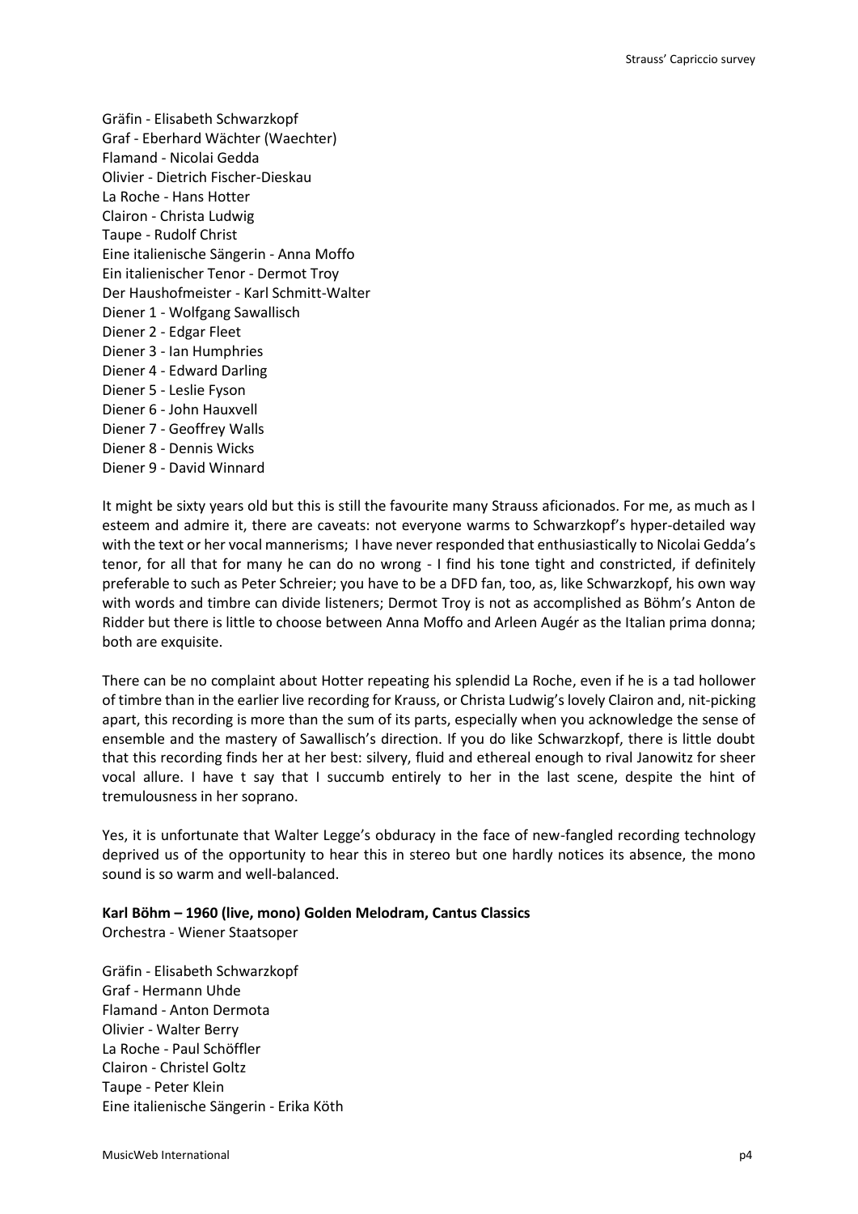Gräfin - Elisabeth Schwarzkopf
Graf - Eberhard Wächter (Waechter)
Flamand - Nicolai Gedda
Olivier - Dietrich Fischer-Dieskau
La Roche - Hans Hotter
Clairon - Christa Ludwig
Taupe - Rudolf Christ
Eine italienische Sängerin - Anna Moffo
Ein italienischer Tenor - Dermot Troy
Der Haushofmeister - Karl Schmitt-Walter
Diener 1 - Wolfgang Sawallisch
Diener 2 - Edgar Fleet
Diener 3 - Ian Humphries
Diener 4 - Edward Darling
Diener 5 - Leslie Fyson
Diener 6 - John Hauxvell
Diener 7 - Geoffrey Walls
Diener 8 - Dennis Wicks
Diener 9 - David Winnard

It might be sixty years old but this is still the favourite many Strauss aficionados. For me, as much as I esteem and admire it, there are caveats: not everyone warms to Schwarzkopf's hyper-detailed way with the text or her vocal mannerisms; I have never responded that enthusiastically to Nicolai Gedda's tenor, for all that for many he can do no wrong - I find his tone tight and constricted, if definitely preferable to such as Peter Schreier; you have to be a DFD fan, too, as, like Schwarzkopf, his own way with words and timbre can divide listeners; Dermot Troy is not as accomplished as Böhm's Anton de Ridder but there is little to choose between Anna Moffo and Arleen Augér as the Italian prima donna; both are exquisite.

There can be no complaint about Hotter repeating his splendid La Roche, even if he is a tad hollower of timbre than in the earlier live recording for Krauss, or Christa Ludwig's lovely Clairon and, nit-picking apart, this recording is more than the sum of its parts, especially when you acknowledge the sense of ensemble and the mastery of Sawallisch's direction. If you do like Schwarzkopf, there is little doubt that this recording finds her at her best: silvery, fluid and ethereal enough to rival Janowitz for sheer vocal allure. I have t say that I succumb entirely to her in the last scene, despite the hint of tremulousness in her soprano.

Yes, it is unfortunate that Walter Legge's obduracy in the face of new-fangled recording technology deprived us of the opportunity to hear this in stereo but one hardly notices its absence, the mono sound is so warm and well-balanced.

**Karl Böhm – 1960 (live, mono) Golden Melodram, Cantus Classics**
Orchestra - Wiener Staatsoper

Gräfin - Elisabeth Schwarzkopf
Graf - Hermann Uhde
Flamand - Anton Dermota
Olivier - Walter Berry
La Roche - Paul Schöffler
Clairon - Christel Goltz
Taupe - Peter Klein
Eine italienische Sängerin - Erika Köth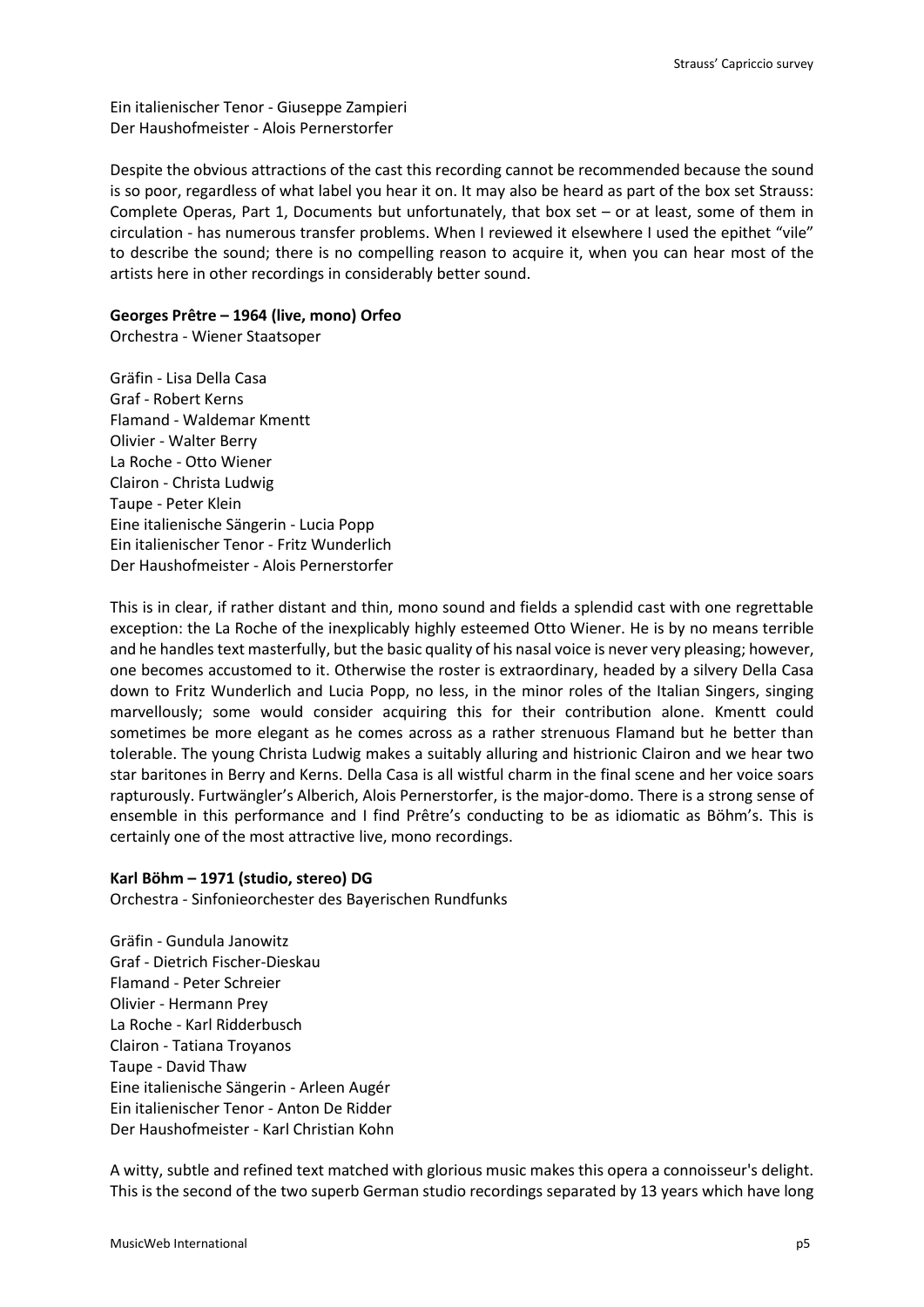Ein italienischer Tenor - Giuseppe Zampieri
Der Haushofmeister - Alois Pernerstorfer

Despite the obvious attractions of the cast this recording cannot be recommended because the sound is so poor, regardless of what label you hear it on. It may also be heard as part of the box set Strauss: Complete Operas, Part 1, Documents but unfortunately, that box set – or at least, some of them in circulation - has numerous transfer problems. When I reviewed it elsewhere I used the epithet "vile" to describe the sound; there is no compelling reason to acquire it, when you can hear most of the artists here in other recordings in considerably better sound.

**Georges Prêtre – 1964 (live, mono) Orfeo**
Orchestra - Wiener Staatsoper

Gräfin - Lisa Della Casa
Graf - Robert Kerns
Flamand - Waldemar Kmentt
Olivier - Walter Berry
La Roche - Otto Wiener
Clairon - Christa Ludwig
Taupe - Peter Klein
Eine italienische Sängerin - Lucia Popp
Ein italienischer Tenor - Fritz Wunderlich
Der Haushofmeister - Alois Pernerstorfer

This is in clear, if rather distant and thin, mono sound and fields a splendid cast with one regrettable exception: the La Roche of the inexplicably highly esteemed Otto Wiener. He is by no means terrible and he handles text masterfully, but the basic quality of his nasal voice is never very pleasing; however, one becomes accustomed to it. Otherwise the roster is extraordinary, headed by a silvery Della Casa down to Fritz Wunderlich and Lucia Popp, no less, in the minor roles of the Italian Singers, singing marvellously; some would consider acquiring this for their contribution alone. Kmentt could sometimes be more elegant as he comes across as a rather strenuous Flamand but he better than tolerable. The young Christa Ludwig makes a suitably alluring and histrionic Clairon and we hear two star baritones in Berry and Kerns. Della Casa is all wistful charm in the final scene and her voice soars rapturously. Furtwängler's Alberich, Alois Pernerstorfer, is the major-domo. There is a strong sense of ensemble in this performance and I find Prêtre's conducting to be as idiomatic as Böhm's. This is certainly one of the most attractive live, mono recordings.

**Karl Böhm – 1971 (studio, stereo) DG**
Orchestra - Sinfonieorchester des Bayerischen Rundfunks

Gräfin - Gundula Janowitz
Graf - Dietrich Fischer-Dieskau
Flamand - Peter Schreier
Olivier - Hermann Prey
La Roche - Karl Ridderbusch
Clairon - Tatiana Troyanos
Taupe - David Thaw
Eine italienische Sängerin - Arleen Augér
Ein italienischer Tenor - Anton De Ridder
Der Haushofmeister - Karl Christian Kohn

A witty, subtle and refined text matched with glorious music makes this opera a connoisseur's delight. This is the second of the two superb German studio recordings separated by 13 years which have long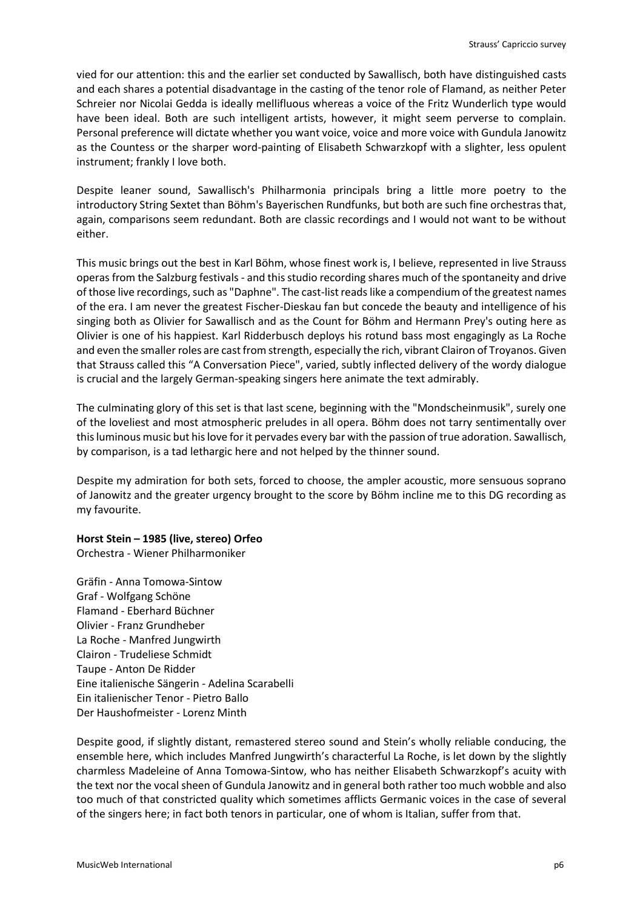vied for our attention: this and the earlier set conducted by Sawallisch, both have distinguished casts and each shares a potential disadvantage in the casting of the tenor role of Flamand, as neither Peter Schreier nor Nicolai Gedda is ideally mellifluous whereas a voice of the Fritz Wunderlich type would have been ideal. Both are such intelligent artists, however, it might seem perverse to complain. Personal preference will dictate whether you want voice, voice and more voice with Gundula Janowitz as the Countess or the sharper word-painting of Elisabeth Schwarzkopf with a slighter, less opulent instrument; frankly I love both.

Despite leaner sound, Sawallisch's Philharmonia principals bring a little more poetry to the introductory String Sextet than Böhm's Bayerischen Rundfunks, but both are such fine orchestras that, again, comparisons seem redundant. Both are classic recordings and I would not want to be without either.

This music brings out the best in Karl Böhm, whose finest work is, I believe, represented in live Strauss operas from the Salzburg festivals - and this studio recording shares much of the spontaneity and drive of those live recordings, such as "Daphne". The cast-list reads like a compendium of the greatest names of the era. I am never the greatest Fischer-Dieskau fan but concede the beauty and intelligence of his singing both as Olivier for Sawallisch and as the Count for Böhm and Hermann Prey's outing here as Olivier is one of his happiest. Karl Ridderbusch deploys his rotund bass most engagingly as La Roche and even the smaller roles are cast from strength, especially the rich, vibrant Clairon of Troyanos. Given that Strauss called this "A Conversation Piece", varied, subtly inflected delivery of the wordy dialogue is crucial and the largely German-speaking singers here animate the text admirably.

The culminating glory of this set is that last scene, beginning with the "Mondscheinmusik", surely one of the loveliest and most atmospheric preludes in all opera. Böhm does not tarry sentimentally over this luminous music but his love for it pervades every bar with the passion of true adoration. Sawallisch, by comparison, is a tad lethargic here and not helped by the thinner sound.

Despite my admiration for both sets, forced to choose, the ampler acoustic, more sensuous soprano of Janowitz and the greater urgency brought to the score by Böhm incline me to this DG recording as my favourite.

**Horst Stein – 1985 (live, stereo) Orfeo**
Orchestra - Wiener Philharmoniker

Gräfin - Anna Tomowa-Sintow
Graf - Wolfgang Schöne
Flamand - Eberhard Büchner
Olivier - Franz Grundheber
La Roche - Manfred Jungwirth
Clairon - Trudeliese Schmidt
Taupe - Anton De Ridder
Eine italienische Sängerin - Adelina Scarabelli
Ein italienischer Tenor - Pietro Ballo
Der Haushofmeister - Lorenz Minth

Despite good, if slightly distant, remastered stereo sound and Stein's wholly reliable conducing, the ensemble here, which includes Manfred Jungwirth's characterful La Roche, is let down by the slightly charmless Madeleine of Anna Tomowa-Sintow, who has neither Elisabeth Schwarzkopf's acuity with the text nor the vocal sheen of Gundula Janowitz and in general both rather too much wobble and also too much of that constricted quality which sometimes afflicts Germanic voices in the case of several of the singers here; in fact both tenors in particular, one of whom is Italian, suffer from that.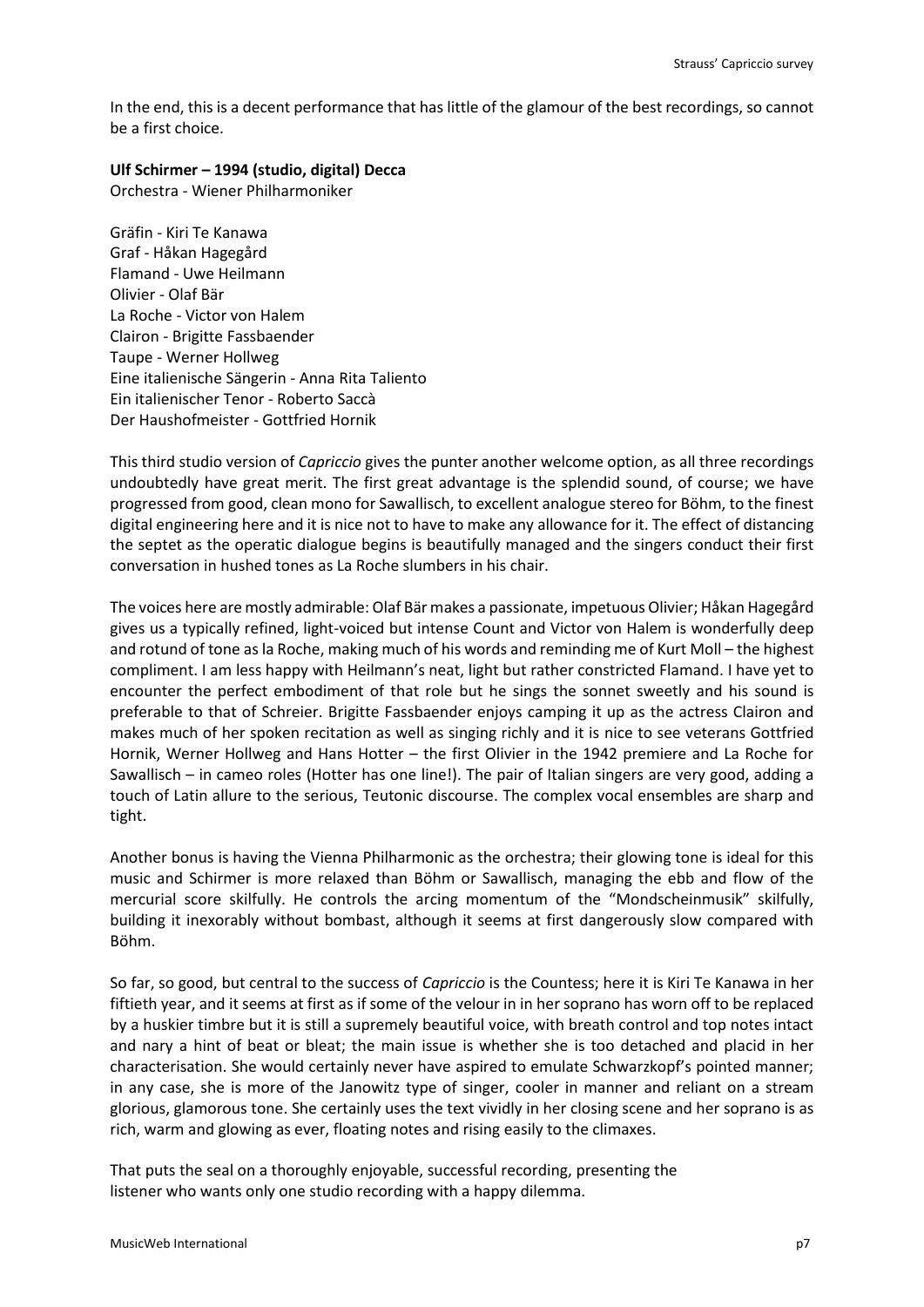In the end, this is a decent performance that has little of the glamour of the best recordings, so cannot be a first choice.

**Ulf Schirmer – 1994 (studio, digital) Decca**
Orchestra - Wiener Philharmoniker

Gräfin - Kiri Te Kanawa
Graf - Håkan Hagegård
Flamand - Uwe Heilmann
Olivier - Olaf Bär
La Roche - Victor von Halem
Clairon - Brigitte Fassbaender
Taupe - Werner Hollweg
Eine italienische Sängerin - Anna Rita Taliento
Ein italienischer Tenor - Roberto Saccà
Der Haushofmeister - Gottfried Hornik

This third studio version of *Capriccio* gives the punter another welcome option, as all three recordings undoubtedly have great merit. The first great advantage is the splendid sound, of course; we have progressed from good, clean mono for Sawallisch, to excellent analogue stereo for Böhm, to the finest digital engineering here and it is nice not to have to make any allowance for it. The effect of distancing the septet as the operatic dialogue begins is beautifully managed and the singers conduct their first conversation in hushed tones as La Roche slumbers in his chair.

The voices here are mostly admirable: Olaf Bär makes a passionate, impetuous Olivier; Håkan Hagegård gives us a typically refined, light-voiced but intense Count and Victor von Halem is wonderfully deep and rotund of tone as la Roche, making much of his words and reminding me of Kurt Moll – the highest compliment. I am less happy with Heilmann's neat, light but rather constricted Flamand. I have yet to encounter the perfect embodiment of that role but he sings the sonnet sweetly and his sound is preferable to that of Schreier. Brigitte Fassbaender enjoys camping it up as the actress Clairon and makes much of her spoken recitation as well as singing richly and it is nice to see veterans Gottfried Hornik, Werner Hollweg and Hans Hotter – the first Olivier in the 1942 premiere and La Roche for Sawallisch – in cameo roles (Hotter has one line!). The pair of Italian singers are very good, adding a touch of Latin allure to the serious, Teutonic discourse. The complex vocal ensembles are sharp and tight.

Another bonus is having the Vienna Philharmonic as the orchestra; their glowing tone is ideal for this music and Schirmer is more relaxed than Böhm or Sawallisch, managing the ebb and flow of the mercurial score skilfully. He controls the arcing momentum of the "Mondscheinmusik" skilfully, building it inexorably without bombast, although it seems at first dangerously slow compared with Böhm.

So far, so good, but central to the success of *Capriccio* is the Countess; here it is Kiri Te Kanawa in her fiftieth year, and it seems at first as if some of the velour in in her soprano has worn off to be replaced by a huskier timbre but it is still a supremely beautiful voice, with breath control and top notes intact and nary a hint of beat or bleat; the main issue is whether she is too detached and placid in her characterisation. She would certainly never have aspired to emulate Schwarzkopf's pointed manner; in any case, she is more of the Janowitz type of singer, cooler in manner and reliant on a stream glorious, glamorous tone. She certainly uses the text vividly in her closing scene and her soprano is as rich, warm and glowing as ever, floating notes and rising easily to the climaxes.

That puts the seal on a thoroughly enjoyable, successful recording, presenting the listener who wants only one studio recording with a happy dilemma.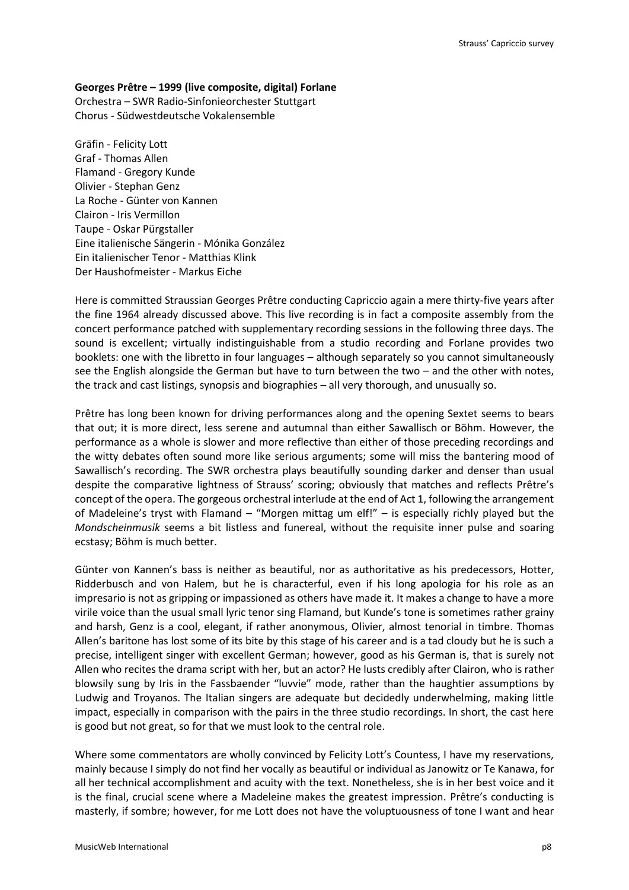**Georges Prêtre – 1999 (live composite, digital) Forlane**
Orchestra – SWR Radio-Sinfonieorchester Stuttgart
Chorus - Südwestdeutsche Vokalensemble

Gräfin - Felicity Lott
Graf - Thomas Allen
Flamand - Gregory Kunde
Olivier - Stephan Genz
La Roche - Günter von Kannen
Clairon - Iris Vermillon
Taupe - Oskar Pürgstaller
Eine italienische Sängerin - Mónika González
Ein italienischer Tenor - Matthias Klink
Der Haushofmeister - Markus Eiche

Here is committed Straussian Georges Prêtre conducting Capriccio again a mere thirty-five years after the fine 1964 already discussed above. This live recording is in fact a composite assembly from the concert performance patched with supplementary recording sessions in the following three days. The sound is excellent; virtually indistinguishable from a studio recording and Forlane provides two booklets: one with the libretto in four languages – although separately so you cannot simultaneously see the English alongside the German but have to turn between the two – and the other with notes, the track and cast listings, synopsis and biographies – all very thorough, and unusually so.

Prêtre has long been known for driving performances along and the opening Sextet seems to bears that out; it is more direct, less serene and autumnal than either Sawallisch or Böhm. However, the performance as a whole is slower and more reflective than either of those preceding recordings and the witty debates often sound more like serious arguments; some will miss the bantering mood of Sawallisch's recording. The SWR orchestra plays beautifully sounding darker and denser than usual despite the comparative lightness of Strauss' scoring; obviously that matches and reflects Prêtre's concept of the opera. The gorgeous orchestral interlude at the end of Act 1, following the arrangement of Madeleine's tryst with Flamand – "Morgen mittag um elf!" – is especially richly played but the *Mondscheinmusik* seems a bit listless and funereal, without the requisite inner pulse and soaring ecstasy; Böhm is much better.

Günter von Kannen's bass is neither as beautiful, nor as authoritative as his predecessors, Hotter, Ridderbusch and von Halem, but he is characterful, even if his long apologia for his role as an impresario is not as gripping or impassioned as others have made it. It makes a change to have a more virile voice than the usual small lyric tenor sing Flamand, but Kunde's tone is sometimes rather grainy and harsh, Genz is a cool, elegant, if rather anonymous, Olivier, almost tenorial in timbre. Thomas Allen's baritone has lost some of its bite by this stage of his career and is a tad cloudy but he is such a precise, intelligent singer with excellent German; however, good as his German is, that is surely not Allen who recites the drama script with her, but an actor? He lusts credibly after Clairon, who is rather blowsily sung by Iris in the Fassbaender "luvvie" mode, rather than the haughtier assumptions by Ludwig and Troyanos. The Italian singers are adequate but decidedly underwhelming, making little impact, especially in comparison with the pairs in the three studio recordings. In short, the cast here is good but not great, so for that we must look to the central role.

Where some commentators are wholly convinced by Felicity Lott's Countess, I have my reservations, mainly because I simply do not find her vocally as beautiful or individual as Janowitz or Te Kanawa, for all her technical accomplishment and acuity with the text. Nonetheless, she is in her best voice and it is the final, crucial scene where a Madeleine makes the greatest impression. Prêtre's conducting is masterly, if sombre; however, for me Lott does not have the voluptuousness of tone I want and hear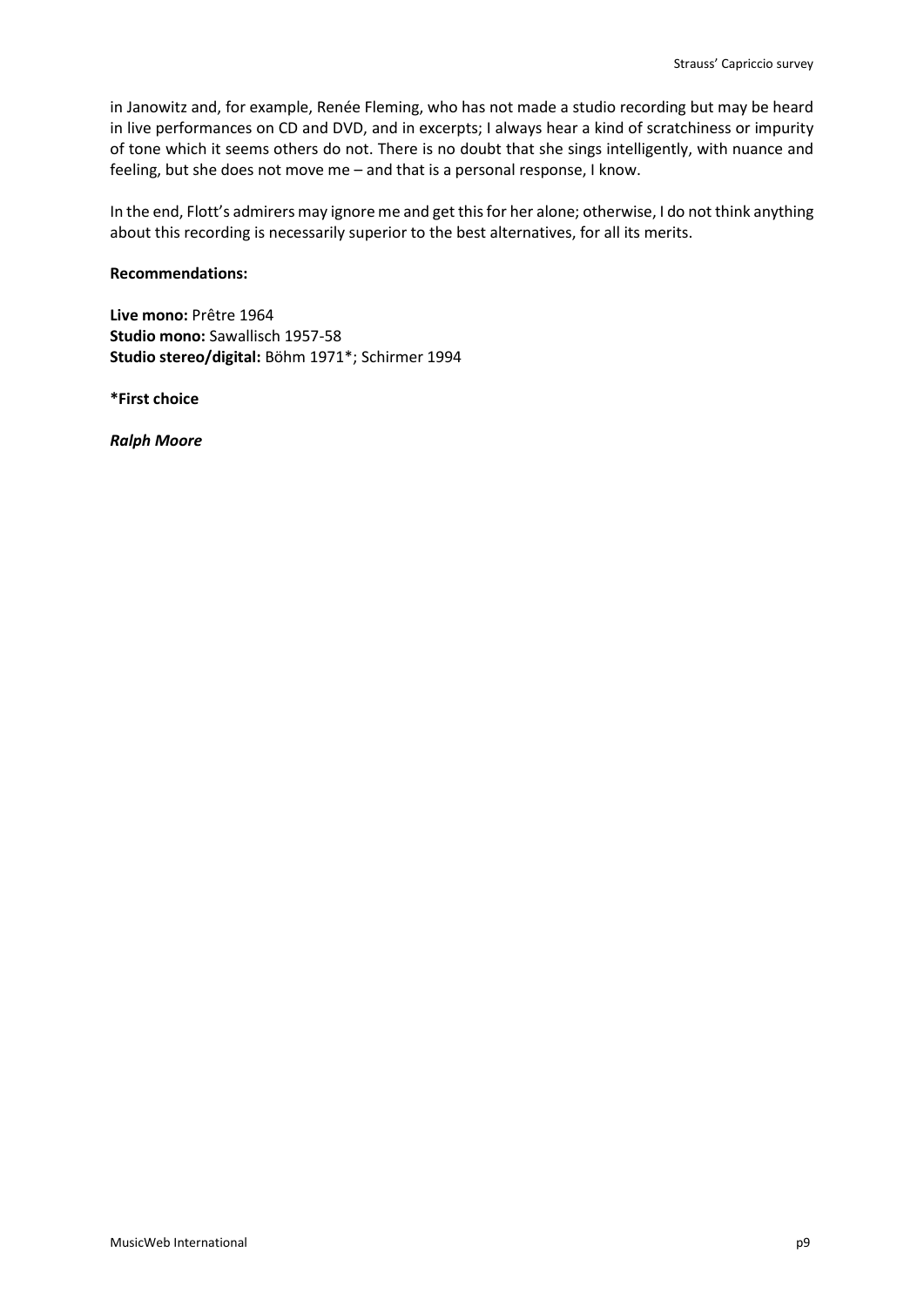in Janowitz and, for example, Renée Fleming, who has not made a studio recording but may be heard in live performances on CD and DVD, and in excerpts; I always hear a kind of scratchiness or impurity of tone which it seems others do not. There is no doubt that she sings intelligently, with nuance and feeling, but she does not move me – and that is a personal response, I know.

In the end, Flott's admirers may ignore me and get this for her alone; otherwise, I do not think anything about this recording is necessarily superior to the best alternatives, for all its merits.

**Recommendations:**

**Live mono:** Prêtre 1964
**Studio mono:** Sawallisch 1957-58
**Studio stereo/digital:** Böhm 1971*; Schirmer 1994

**\*First choice**

***Ralph Moore***